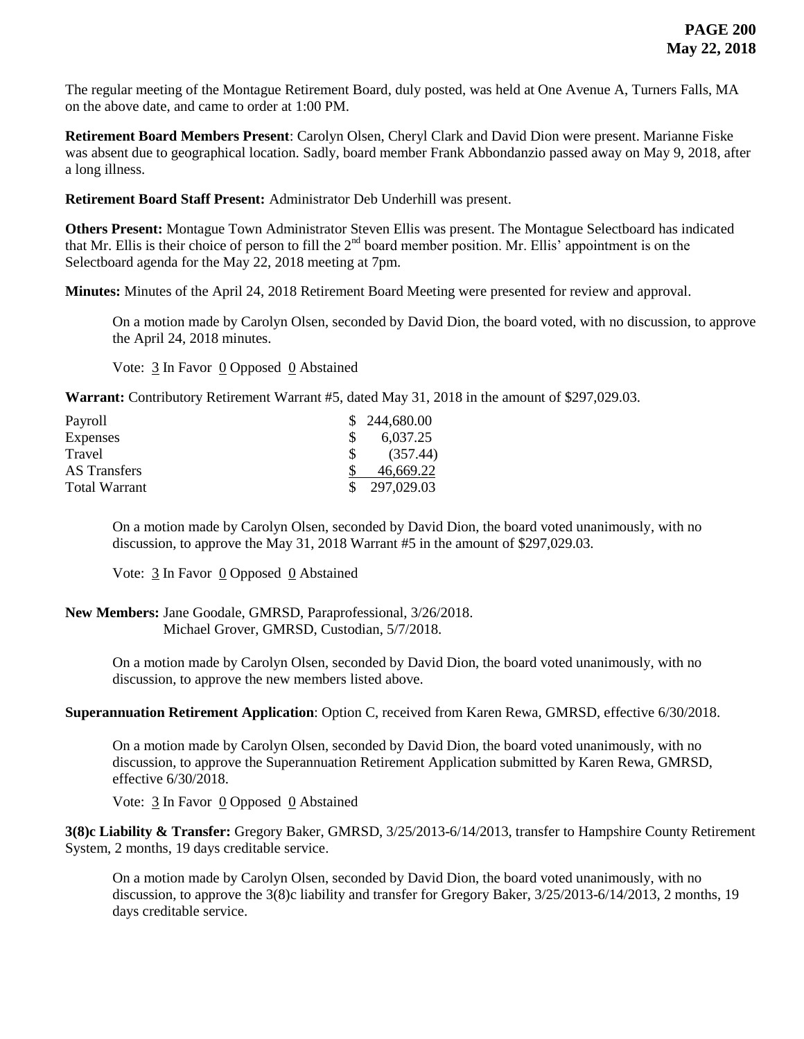The regular meeting of the Montague Retirement Board, duly posted, was held at One Avenue A, Turners Falls, MA on the above date, and came to order at 1:00 PM.

**Retirement Board Members Present**: Carolyn Olsen, Cheryl Clark and David Dion were present. Marianne Fiske was absent due to geographical location. Sadly, board member Frank Abbondanzio passed away on May 9, 2018, after a long illness.

**Retirement Board Staff Present:** Administrator Deb Underhill was present.

**Others Present:** Montague Town Administrator Steven Ellis was present. The Montague Selectboard has indicated that Mr. Ellis is their choice of person to fill the 2nd board member position. Mr. Ellis' appointment is on the Selectboard agenda for the May 22, 2018 meeting at 7pm.

**Minutes:** Minutes of the April 24, 2018 Retirement Board Meeting were presented for review and approval.

> On a motion made by Carolyn Olsen, seconded by David Dion, the board voted, with no discussion, to approve the April 24, 2018 minutes.
>
> Vote: 3 In Favor 0 Opposed 0 Abstained

**Warrant:** Contributory Retirement Warrant #5, dated May 31, 2018 in the amount of $297,029.03.

| | |
|---|---|
| Payroll | $ 244,680.00 |
| Expenses | $ 6,037.25 |
| Travel | $ (357.44) |
| AS Transfers | $ 46,669.22 |
| Total Warrant | $ 297,029.03 |

> On a motion made by Carolyn Olsen, seconded by David Dion, the board voted unanimously, with no discussion, to approve the May 31, 2018 Warrant #5 in the amount of $297,029.03.
>
> Vote: 3 In Favor 0 Opposed 0 Abstained

**New Members:** Jane Goodale, GMRSD, Paraprofessional, 3/26/2018.
Michael Grover, GMRSD, Custodian, 5/7/2018.

> On a motion made by Carolyn Olsen, seconded by David Dion, the board voted unanimously, with no discussion, to approve the new members listed above.

**Superannuation Retirement Application**: Option C, received from Karen Rewa, GMRSD, effective 6/30/2018.

> On a motion made by Carolyn Olsen, seconded by David Dion, the board voted unanimously, with no discussion, to approve the Superannuation Retirement Application submitted by Karen Rewa, GMRSD, effective 6/30/2018.
>
> Vote: 3 In Favor 0 Opposed 0 Abstained

**3(8)c Liability & Transfer:** Gregory Baker, GMRSD, 3/25/2013-6/14/2013, transfer to Hampshire County Retirement System, 2 months, 19 days creditable service.

> On a motion made by Carolyn Olsen, seconded by David Dion, the board voted unanimously, with no discussion, to approve the 3(8)c liability and transfer for Gregory Baker, 3/25/2013-6/14/2013, 2 months, 19 days creditable service.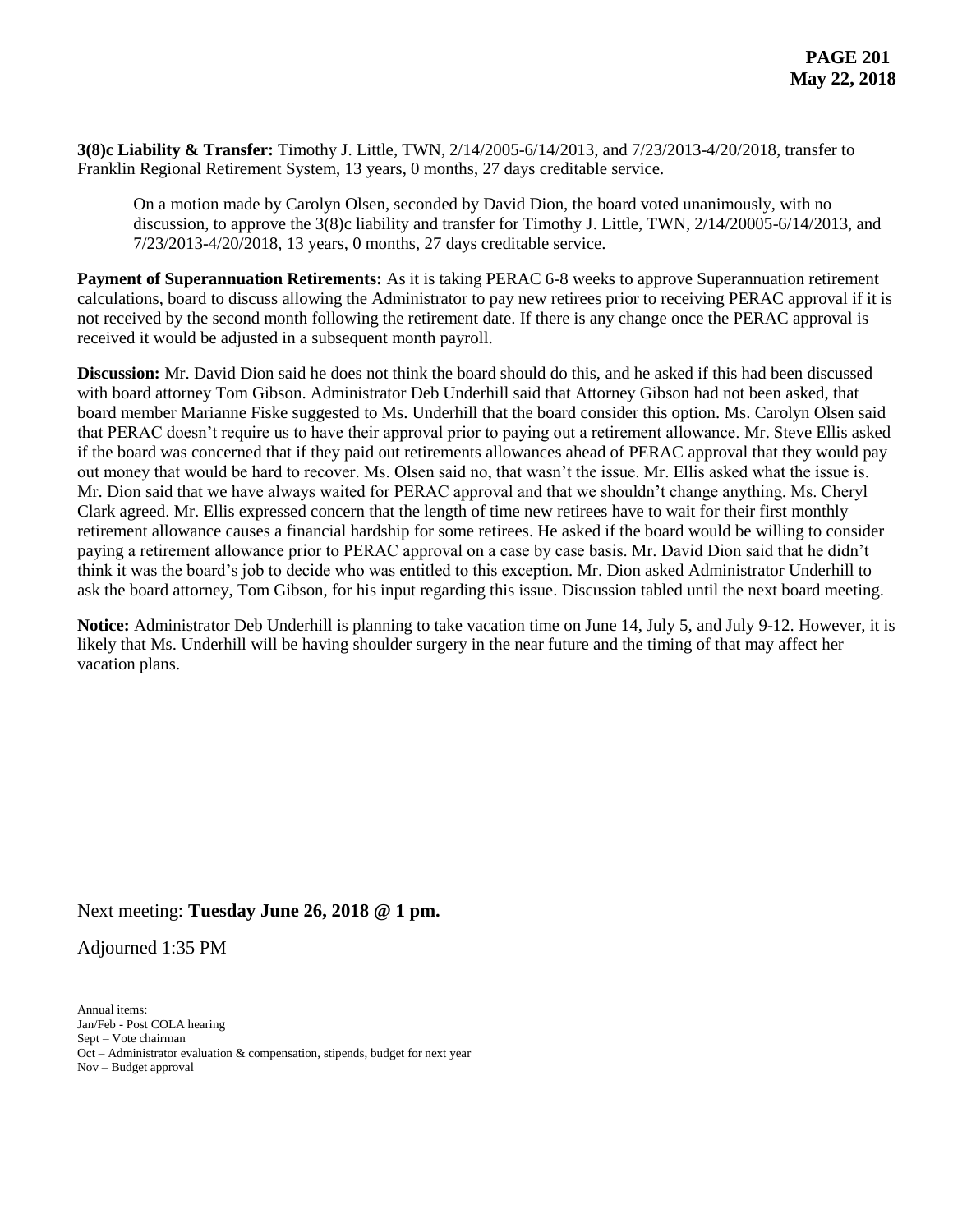**3(8)c Liability & Transfer:** Timothy J. Little, TWN, 2/14/2005-6/14/2013, and 7/23/2013-4/20/2018, transfer to Franklin Regional Retirement System, 13 years, 0 months, 27 days creditable service.

> On a motion made by Carolyn Olsen, seconded by David Dion, the board voted unanimously, with no discussion, to approve the 3(8)c liability and transfer for Timothy J. Little, TWN, 2/14/20005-6/14/2013, and 7/23/2013-4/20/2018, 13 years, 0 months, 27 days creditable service.

**Payment of Superannuation Retirements:** As it is taking PERAC 6-8 weeks to approve Superannuation retirement calculations, board to discuss allowing the Administrator to pay new retirees prior to receiving PERAC approval if it is not received by the second month following the retirement date. If there is any change once the PERAC approval is received it would be adjusted in a subsequent month payroll.

**Discussion:** Mr. David Dion said he does not think the board should do this, and he asked if this had been discussed with board attorney Tom Gibson. Administrator Deb Underhill said that Attorney Gibson had not been asked, that board member Marianne Fiske suggested to Ms. Underhill that the board consider this option. Ms. Carolyn Olsen said that PERAC doesn't require us to have their approval prior to paying out a retirement allowance. Mr. Steve Ellis asked if the board was concerned that if they paid out retirements allowances ahead of PERAC approval that they would pay out money that would be hard to recover. Ms. Olsen said no, that wasn't the issue. Mr. Ellis asked what the issue is. Mr. Dion said that we have always waited for PERAC approval and that we shouldn't change anything. Ms. Cheryl Clark agreed. Mr. Ellis expressed concern that the length of time new retirees have to wait for their first monthly retirement allowance causes a financial hardship for some retirees. He asked if the board would be willing to consider paying a retirement allowance prior to PERAC approval on a case by case basis. Mr. David Dion said that he didn't think it was the board's job to decide who was entitled to this exception. Mr. Dion asked Administrator Underhill to ask the board attorney, Tom Gibson, for his input regarding this issue. Discussion tabled until the next board meeting.

**Notice:** Administrator Deb Underhill is planning to take vacation time on June 14, July 5, and July 9-12. However, it is likely that Ms. Underhill will be having shoulder surgery in the near future and the timing of that may affect her vacation plans.

Next meeting: **Tuesday June 26, 2018 @ 1 pm.**

Adjourned 1:35 PM

Annual items:
Jan/Feb - Post COLA hearing
Sept – Vote chairman
Oct – Administrator evaluation & compensation, stipends, budget for next year
Nov – Budget approval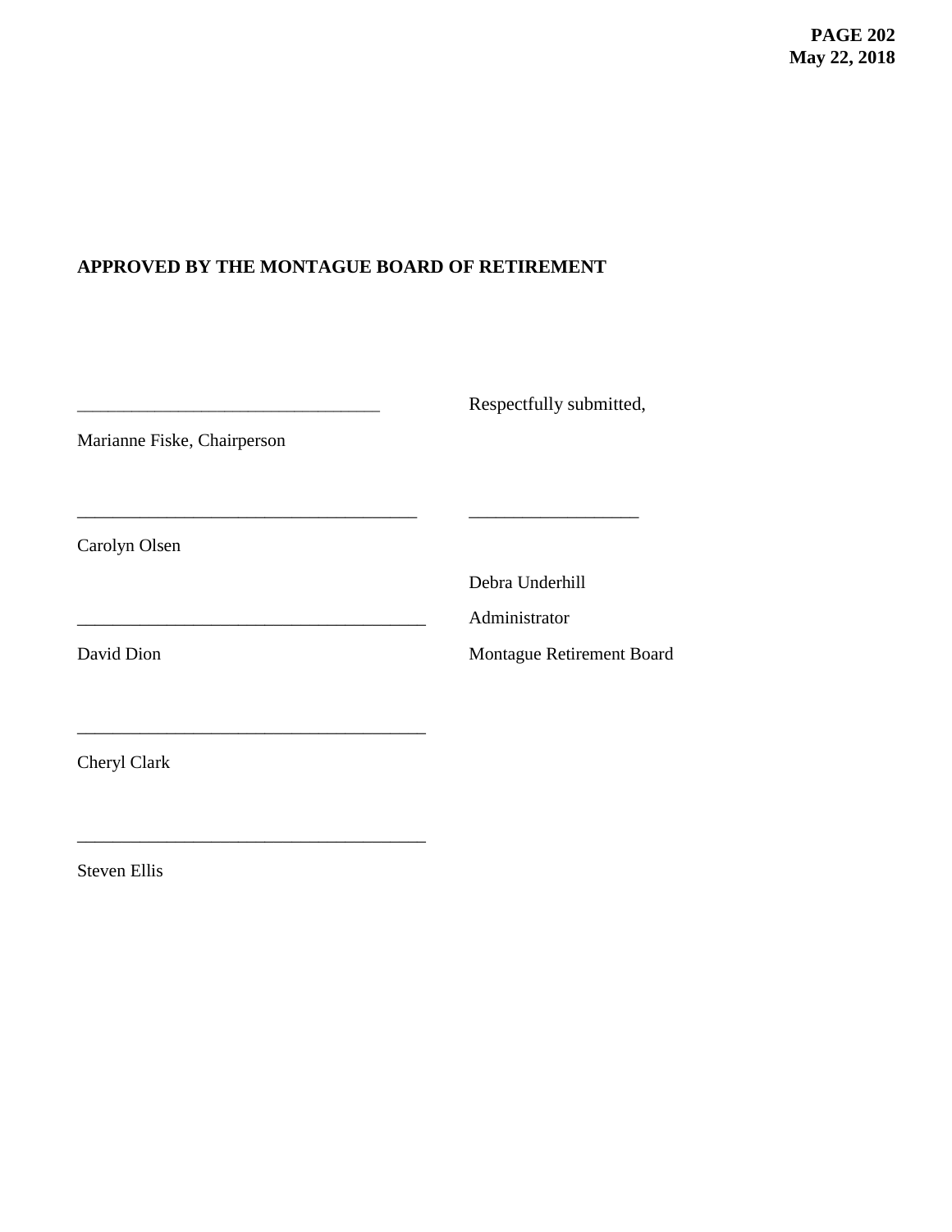**APPROVED BY THE MONTAGUE BOARD OF RETIREMENT**

_________________________________

Marianne Fiske, Chairperson

_____________________________________

Carolyn Olsen

_____________________________________

David Dion

_____________________________________

Cheryl Clark

_____________________________________

Steven Ellis

Respectfully submitted,

__________________

Debra Underhill

Administrator

Montague Retirement Board